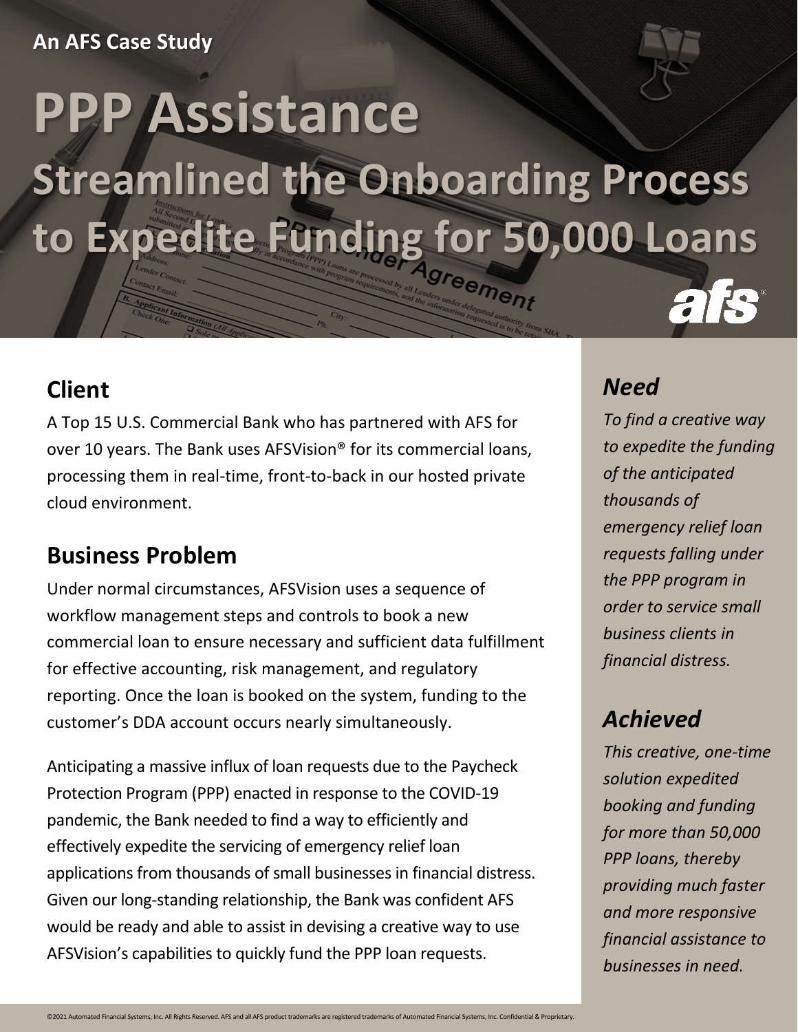An AFS Case Study

# PPP Assistance

## Streamlined the Onboarding Process to Expedite Funding for 50,000 Loans

## Client

A Top 15 U.S. Commercial Bank who has partnered with AFS for over 10 years. The Bank uses AFSVision® for its commercial loans, processing them in real-time, front-to-back in our hosted private cloud environment.

## Business Problem

Under normal circumstances, AFSVision uses a sequence of workflow management steps and controls to book a new commercial loan to ensure necessary and sufficient data fulfillment for effective accounting, risk management, and regulatory reporting. Once the loan is booked on the system, funding to the customer's DDA account occurs nearly simultaneously.

Anticipating a massive influx of loan requests due to the Paycheck Protection Program (PPP) enacted in response to the COVID-19 pandemic, the Bank needed to find a way to efficiently and effectively expedite the servicing of emergency relief loan applications from thousands of small businesses in financial distress. Given our long-standing relationship, the Bank was confident AFS would be ready and able to assist in devising a creative way to use AFSVision's capabilities to quickly fund the PPP loan requests.

## *Need*

*To find a creative way to expedite the funding of the anticipated thousands of emergency relief loan requests falling under the PPP program in order to service small business clients in financial distress.*

## *Achieved*

*This creative, one-time solution expedited booking and funding for more than 50,000 PPP loans, thereby providing much faster and more responsive financial assistance to businesses in need.*

©2021 Automated Financial Systems, Inc. All Rights Reserved. AFS and all AFS product trademarks are registered trademarks of Automated Financial Systems, Inc. Confidential & Proprietary.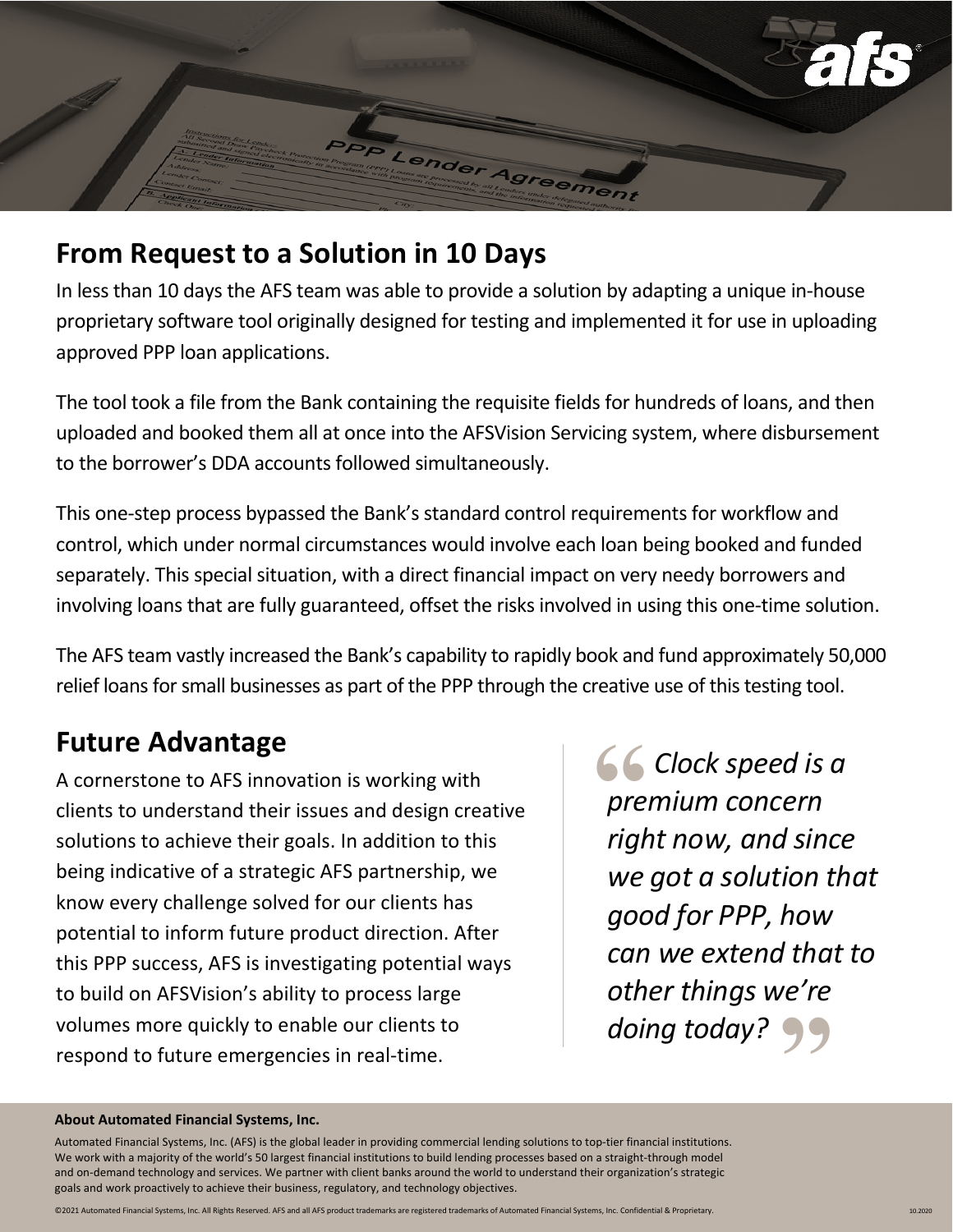## From Request to a Solution in 10 Days

In less than 10 days the AFS team was able to provide a solution by adapting a unique in-house proprietary software tool originally designed for testing and implemented it for use in uploading approved PPP loan applications.

The tool took a file from the Bank containing the requisite fields for hundreds of loans, and then uploaded and booked them all at once into the AFSVision Servicing system, where disbursement to the borrower's DDA accounts followed simultaneously.

This one-step process bypassed the Bank's standard control requirements for workflow and control, which under normal circumstances would involve each loan being booked and funded separately. This special situation, with a direct financial impact on very needy borrowers and involving loans that are fully guaranteed, offset the risks involved in using this one-time solution.

The AFS team vastly increased the Bank's capability to rapidly book and fund approximately 50,000 relief loans for small businesses as part of the PPP through the creative use of this testing tool.

## Future Advantage

A cornerstone to AFS innovation is working with clients to understand their issues and design creative solutions to achieve their goals. In addition to this being indicative of a strategic AFS partnership, we know every challenge solved for our clients has potential to inform future product direction. After this PPP success, AFS is investigating potential ways to build on AFSVision's ability to process large volumes more quickly to enable our clients to respond to future emergencies in real-time.

> *"Clock speed is a premium concern right now, and since we got a solution that good for PPP, how can we extend that to other things we're doing today?"*

**About Automated Financial Systems, Inc.**

Automated Financial Systems, Inc. (AFS) is the global leader in providing commercial lending solutions to top-tier financial institutions. We work with a majority of the world's 50 largest financial institutions to build lending processes based on a straight-through model and on-demand technology and services. We partner with client banks around the world to understand their organization's strategic goals and work proactively to achieve their business, regulatory, and technology objectives.

©2021 Automated Financial Systems, Inc. All Rights Reserved. AFS and all AFS product trademarks are registered trademarks of Automated Financial Systems, Inc. Confidential & Proprietary.

10.2020